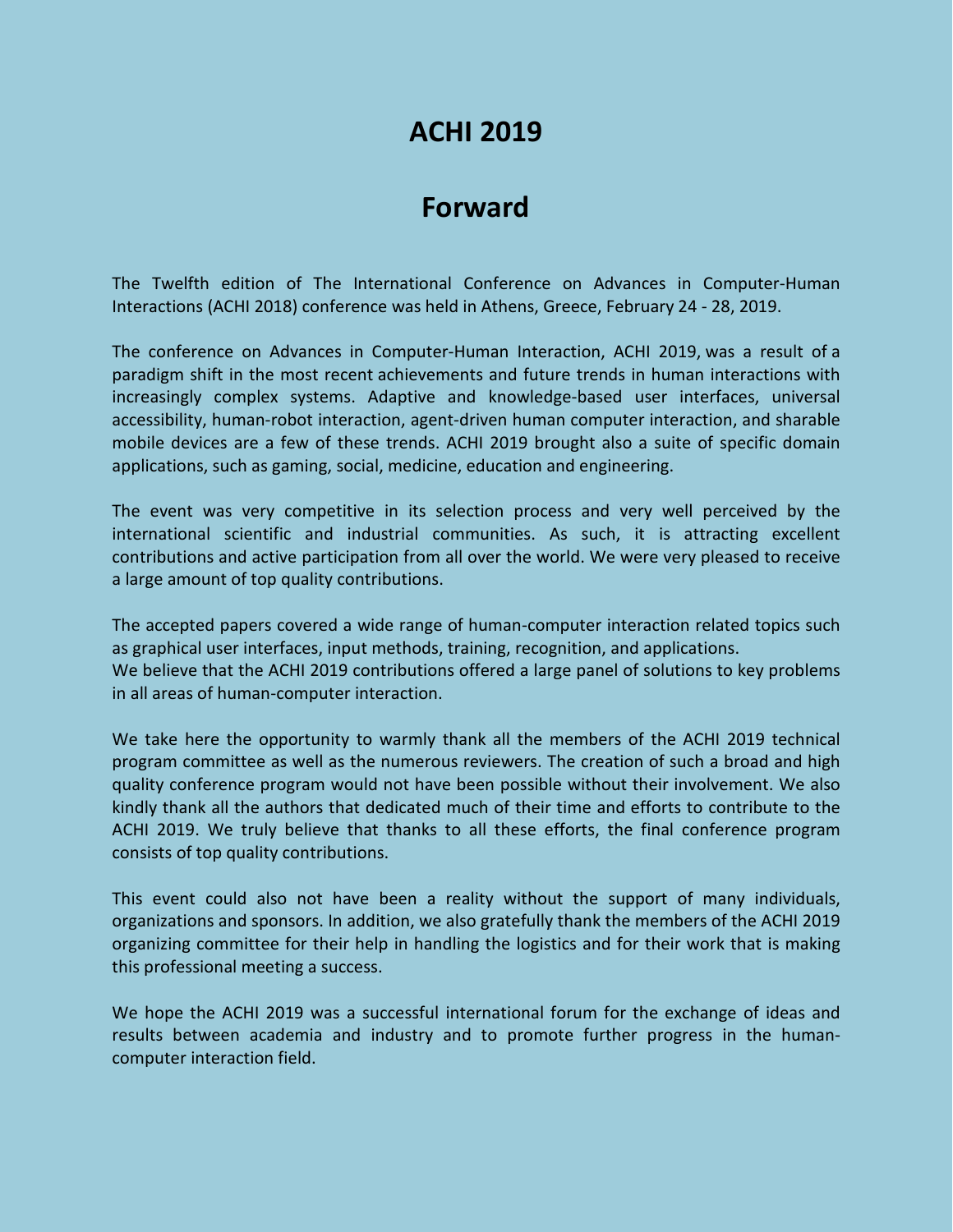# ACHI 2019

## Forward

The Twelfth edition of The International Conference on Advances in Computer-Human Interactions (ACHI 2018) conference was held in Athens, Greece, February 24 - 28, 2019.

The conference on Advances in Computer-Human Interaction, ACHI 2019, was a result of a paradigm shift in the most recent achievements and future trends in human interactions with increasingly complex systems. Adaptive and knowledge-based user interfaces, universal accessibility, human-robot interaction, agent-driven human computer interaction, and sharable mobile devices are a few of these trends. ACHI 2019 brought also a suite of specific domain applications, such as gaming, social, medicine, education and engineering.

The event was very competitive in its selection process and very well perceived by the international scientific and industrial communities. As such, it is attracting excellent contributions and active participation from all over the world. We were very pleased to receive a large amount of top quality contributions.

The accepted papers covered a wide range of human-computer interaction related topics such as graphical user interfaces, input methods, training, recognition, and applications.
We believe that the ACHI 2019 contributions offered a large panel of solutions to key problems in all areas of human-computer interaction.

We take here the opportunity to warmly thank all the members of the ACHI 2019 technical program committee as well as the numerous reviewers. The creation of such a broad and high quality conference program would not have been possible without their involvement. We also kindly thank all the authors that dedicated much of their time and efforts to contribute to the ACHI 2019. We truly believe that thanks to all these efforts, the final conference program consists of top quality contributions.

This event could also not have been a reality without the support of many individuals, organizations and sponsors. In addition, we also gratefully thank the members of the ACHI 2019 organizing committee for their help in handling the logistics and for their work that is making this professional meeting a success.

We hope the ACHI 2019 was a successful international forum for the exchange of ideas and results between academia and industry and to promote further progress in the human-computer interaction field.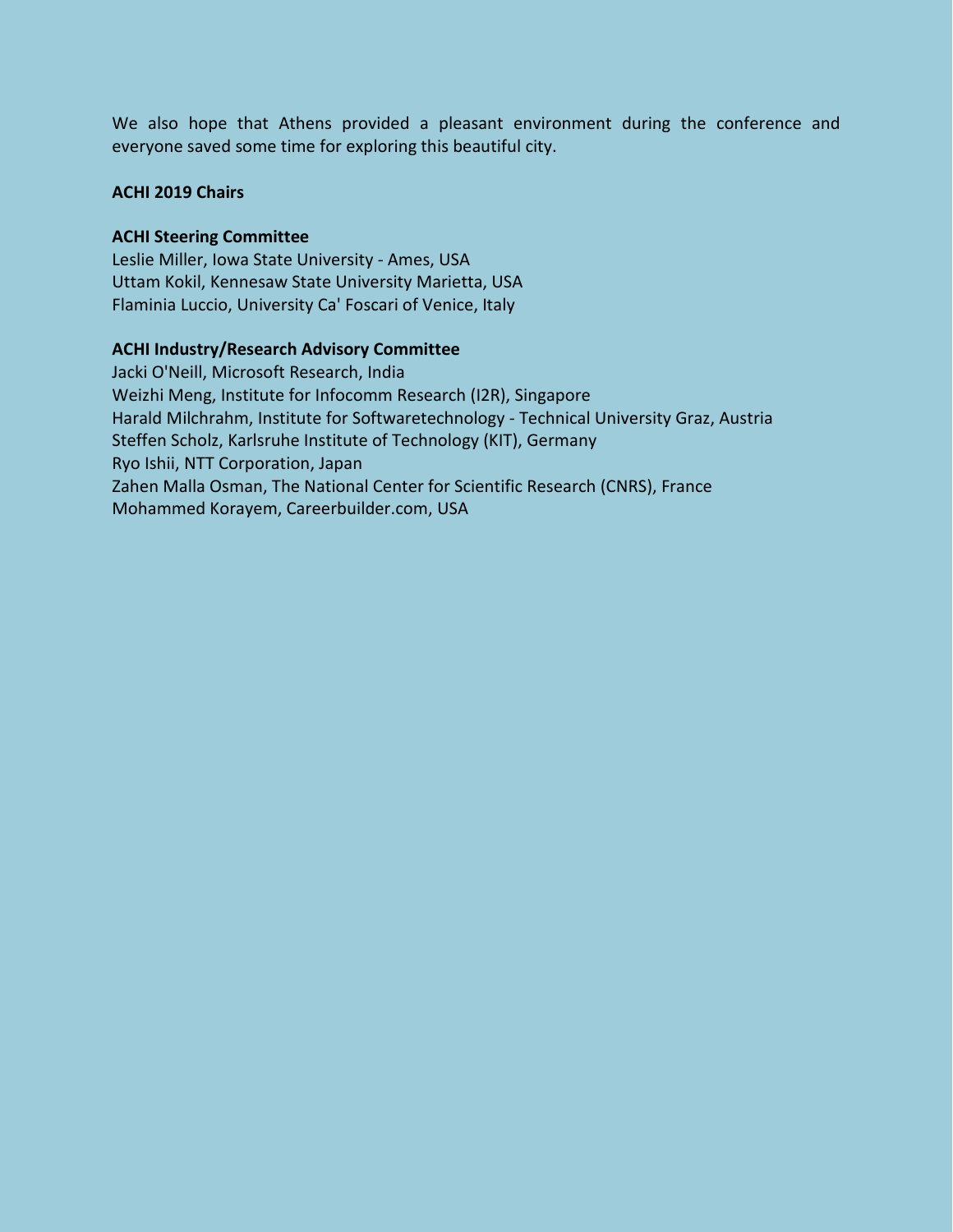We also hope that Athens provided a pleasant environment during the conference and everyone saved some time for exploring this beautiful city.

**ACHI 2019 Chairs**

**ACHI Steering Committee**

Leslie Miller, Iowa State University - Ames, USA
Uttam Kokil, Kennesaw State University Marietta, USA
Flaminia Luccio, University Ca' Foscari of Venice, Italy

**ACHI Industry/Research Advisory Committee**

Jacki O'Neill, Microsoft Research, India
Weizhi Meng, Institute for Infocomm Research (I2R), Singapore
Harald Milchrahm, Institute for Softwaretechnology - Technical University Graz, Austria
Steffen Scholz, Karlsruhe Institute of Technology (KIT), Germany
Ryo Ishii, NTT Corporation, Japan
Zahen Malla Osman, The National Center for Scientific Research (CNRS), France
Mohammed Korayem, Careerbuilder.com, USA